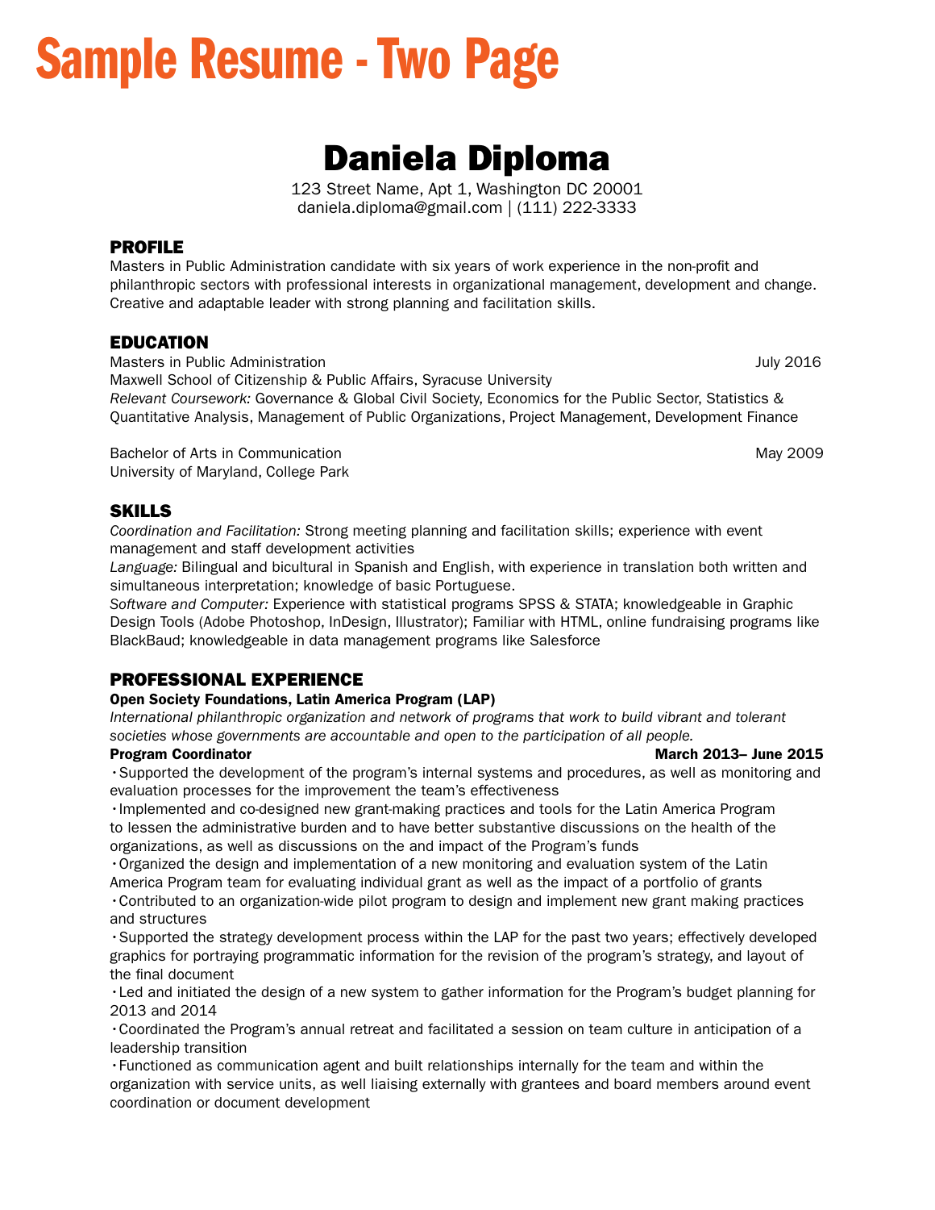# Sample Resume - Two Page

## Daniela Diploma

123 Street Name, Apt 1, Washington DC 20001
daniela.diploma@gmail.com | (111) 222-3333

### PROFILE

Masters in Public Administration candidate with six years of work experience in the non-profit and philanthropic sectors with professional interests in organizational management, development and change. Creative and adaptable leader with strong planning and facilitation skills.

### EDUCATION

Masters in Public Administration — July 2016
Maxwell School of Citizenship & Public Affairs, Syracuse University
*Relevant Coursework:* Governance & Global Civil Society, Economics for the Public Sector, Statistics & Quantitative Analysis, Management of Public Organizations, Project Management, Development Finance

Bachelor of Arts in Communication — May 2009
University of Maryland, College Park

### SKILLS

*Coordination and Facilitation:* Strong meeting planning and facilitation skills; experience with event management and staff development activities
*Language:* Bilingual and bicultural in Spanish and English, with experience in translation both written and simultaneous interpretation; knowledge of basic Portuguese.
*Software and Computer:* Experience with statistical programs SPSS & STATA; knowledgeable in Graphic Design Tools (Adobe Photoshop, InDesign, Illustrator); Familiar with HTML, online fundraising programs like BlackBaud; knowledgeable in data management programs like Salesforce

### PROFESSIONAL EXPERIENCE

**Open Society Foundations, Latin America Program (LAP)**
*International philanthropic organization and network of programs that work to build vibrant and tolerant societies whose governments are accountable and open to the participation of all people.*
**Program Coordinator** — **March 2013– June 2015**

- Supported the development of the program's internal systems and procedures, as well as monitoring and evaluation processes for the improvement the team's effectiveness
- Implemented and co-designed new grant-making practices and tools for the Latin America Program to lessen the administrative burden and to have better substantive discussions on the health of the organizations, as well as discussions on the and impact of the Program's funds
- Organized the design and implementation of a new monitoring and evaluation system of the Latin America Program team for evaluating individual grant as well as the impact of a portfolio of grants
- Contributed to an organization-wide pilot program to design and implement new grant making practices and structures
- Supported the strategy development process within the LAP for the past two years; effectively developed graphics for portraying programmatic information for the revision of the program's strategy, and layout of the final document
- Led and initiated the design of a new system to gather information for the Program's budget planning for 2013 and 2014
- Coordinated the Program's annual retreat and facilitated a session on team culture in anticipation of a leadership transition
- Functioned as communication agent and built relationships internally for the team and within the organization with service units, as well liaising externally with grantees and board members around event coordination or document development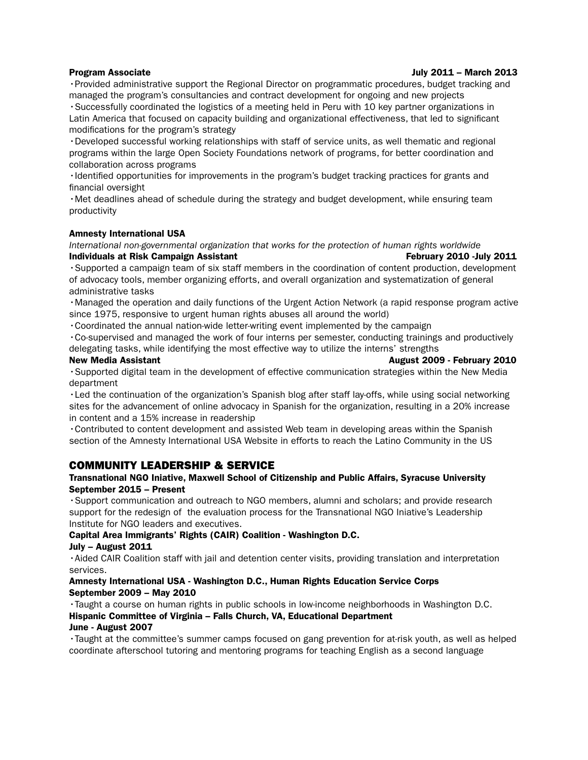**Program Associate** **July 2011 – March 2013**

- Provided administrative support the Regional Director on programmatic procedures, budget tracking and managed the program's consultancies and contract development for ongoing and new projects
- Successfully coordinated the logistics of a meeting held in Peru with 10 key partner organizations in Latin America that focused on capacity building and organizational effectiveness, that led to significant modifications for the program's strategy
- Developed successful working relationships with staff of service units, as well thematic and regional programs within the large Open Society Foundations network of programs, for better coordination and collaboration across programs
- Identified opportunities for improvements in the program's budget tracking practices for grants and financial oversight
- Met deadlines ahead of schedule during the strategy and budget development, while ensuring team productivity

**Amnesty International USA**

*International non-governmental organization that works for the protection of human rights worldwide*

**Individuals at Risk Campaign Assistant** **February 2010 -July 2011**

- Supported a campaign team of six staff members in the coordination of content production, development of advocacy tools, member organizing efforts, and overall organization and systematization of general administrative tasks
- Managed the operation and daily functions of the Urgent Action Network (a rapid response program active since 1975, responsive to urgent human rights abuses all around the world)
- Coordinated the annual nation-wide letter-writing event implemented by the campaign
- Co-supervised and managed the work of four interns per semester, conducting trainings and productively delegating tasks, while identifying the most effective way to utilize the interns' strengths

**New Media Assistant** **August 2009 - February 2010**

- Supported digital team in the development of effective communication strategies within the New Media department
- Led the continuation of the organization's Spanish blog after staff lay-offs, while using social networking sites for the advancement of online advocacy in Spanish for the organization, resulting in a 20% increase in content and a 15% increase in readership
- Contributed to content development and assisted Web team in developing areas within the Spanish section of the Amnesty International USA Website in efforts to reach the Latino Community in the US

## COMMUNITY LEADERSHIP & SERVICE

**Transnational NGO Iniative, Maxwell School of Citizenship and Public Affairs, Syracuse University**
**September 2015 – Present**

- Support communication and outreach to NGO members, alumni and scholars; and provide research support for the redesign of the evaluation process for the Transnational NGO Iniative's Leadership Institute for NGO leaders and executives.

**Capital Area Immigrants' Rights (CAIR) Coalition - Washington D.C.**
**July – August 2011**

- Aided CAIR Coalition staff with jail and detention center visits, providing translation and interpretation services.

**Amnesty International USA - Washington D.C., Human Rights Education Service Corps**
**September 2009 – May 2010**

- Taught a course on human rights in public schools in low-income neighborhoods in Washington D.C.

**Hispanic Committee of Virginia – Falls Church, VA, Educational Department**
**June - August 2007**

- Taught at the committee's summer camps focused on gang prevention for at-risk youth, as well as helped coordinate afterschool tutoring and mentoring programs for teaching English as a second language